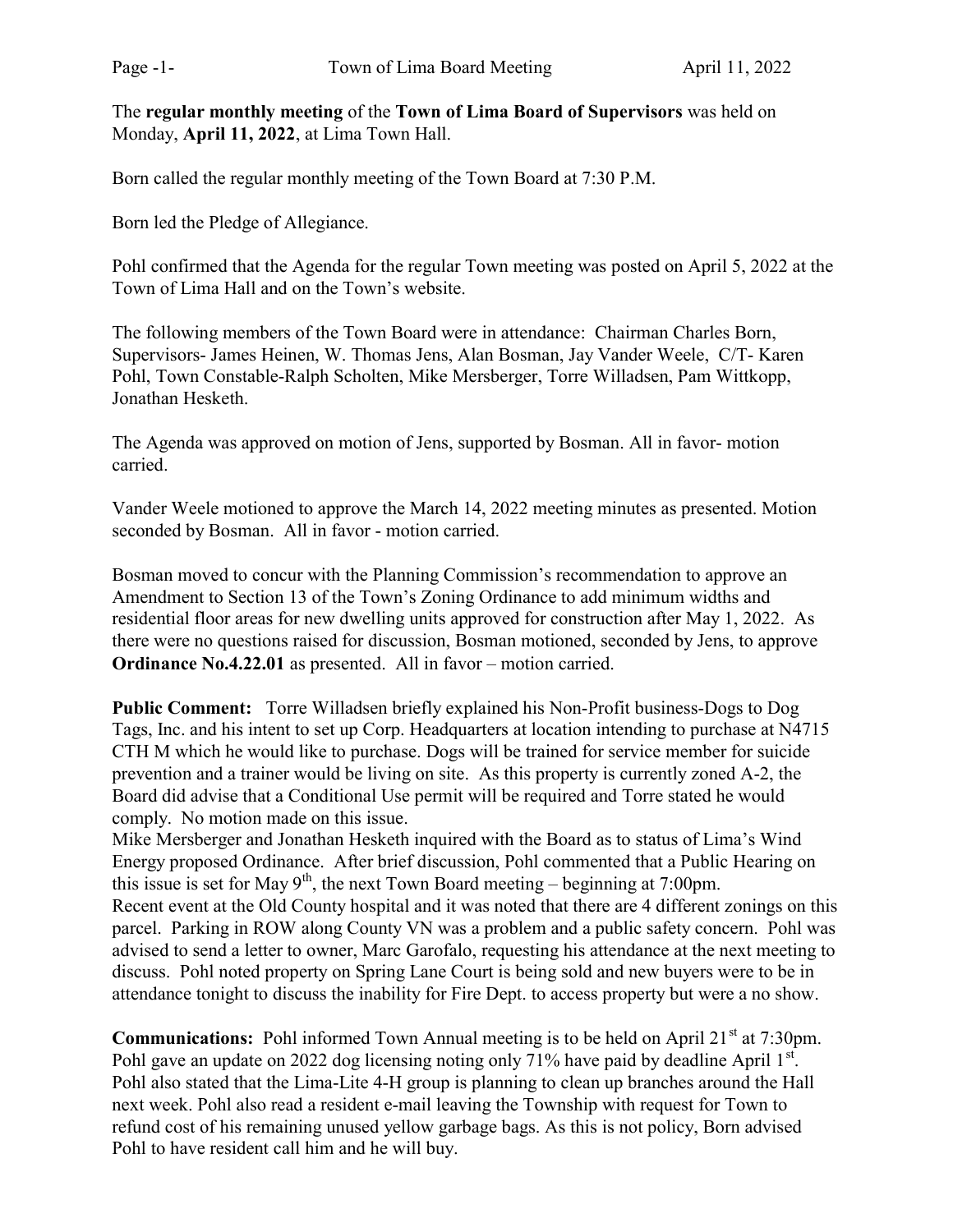The **regular monthly meeting** of the **Town of Lima Board of Supervisors** was held on Monday, **April 11, 2022**, at Lima Town Hall.

Born called the regular monthly meeting of the Town Board at 7:30 P.M.

Born led the Pledge of Allegiance.

Pohl confirmed that the Agenda for the regular Town meeting was posted on April 5, 2022 at the Town of Lima Hall and on the Town's website.

The following members of the Town Board were in attendance: Chairman Charles Born, Supervisors- James Heinen, W. Thomas Jens, Alan Bosman, Jay Vander Weele, C/T- Karen Pohl, Town Constable-Ralph Scholten, Mike Mersberger, Torre Willadsen, Pam Wittkopp, Jonathan Hesketh.

The Agenda was approved on motion of Jens, supported by Bosman. All in favor- motion carried.

Vander Weele motioned to approve the March 14, 2022 meeting minutes as presented. Motion seconded by Bosman. All in favor - motion carried.

Bosman moved to concur with the Planning Commission's recommendation to approve an Amendment to Section 13 of the Town's Zoning Ordinance to add minimum widths and residential floor areas for new dwelling units approved for construction after May 1, 2022. As there were no questions raised for discussion, Bosman motioned, seconded by Jens, to approve **Ordinance No.4.22.01** as presented. All in favor – motion carried.

**Public Comment:** Torre Willadsen briefly explained his Non-Profit business-Dogs to Dog Tags, Inc. and his intent to set up Corp. Headquarters at location intending to purchase at N4715 CTH M which he would like to purchase. Dogs will be trained for service member for suicide prevention and a trainer would be living on site. As this property is currently zoned A-2, the Board did advise that a Conditional Use permit will be required and Torre stated he would comply. No motion made on this issue.
Mike Mersberger and Jonathan Hesketh inquired with the Board as to status of Lima's Wind Energy proposed Ordinance. After brief discussion, Pohl commented that a Public Hearing on this issue is set for May 9th, the next Town Board meeting – beginning at 7:00pm.
Recent event at the Old County hospital and it was noted that there are 4 different zonings on this parcel. Parking in ROW along County VN was a problem and a public safety concern. Pohl was advised to send a letter to owner, Marc Garofalo, requesting his attendance at the next meeting to discuss. Pohl noted property on Spring Lane Court is being sold and new buyers were to be in attendance tonight to discuss the inability for Fire Dept. to access property but were a no show.

**Communications:** Pohl informed Town Annual meeting is to be held on April 21st at 7:30pm. Pohl gave an update on 2022 dog licensing noting only 71% have paid by deadline April 1st. Pohl also stated that the Lima-Lite 4-H group is planning to clean up branches around the Hall next week. Pohl also read a resident e-mail leaving the Township with request for Town to refund cost of his remaining unused yellow garbage bags. As this is not policy, Born advised Pohl to have resident call him and he will buy.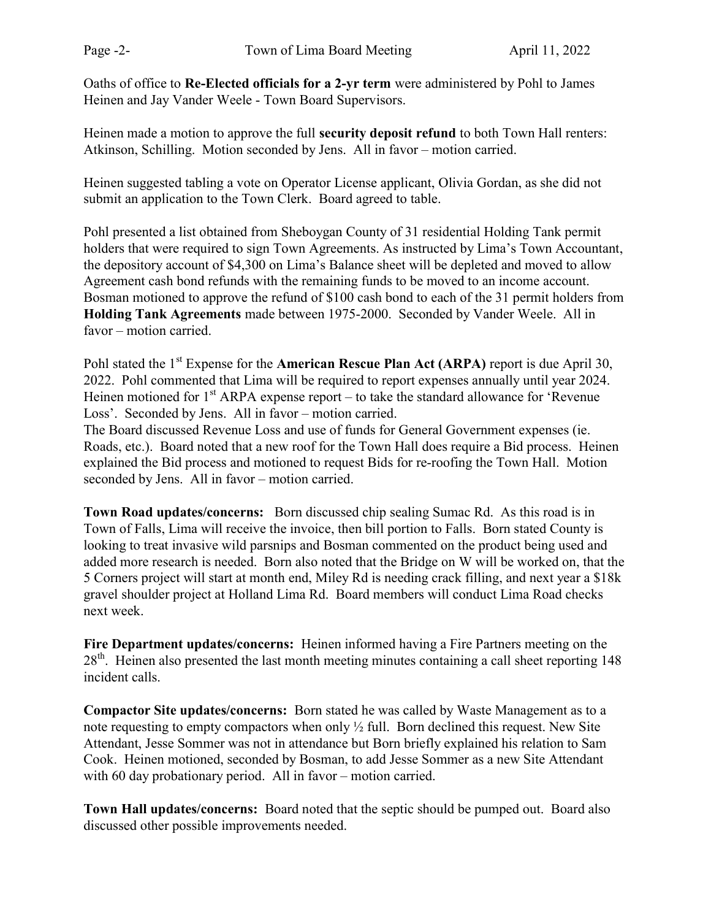Oaths of office to **Re-Elected officials for a 2-yr term** were administered by Pohl to James Heinen and Jay Vander Weele - Town Board Supervisors.

Heinen made a motion to approve the full **security deposit refund** to both Town Hall renters: Atkinson, Schilling. Motion seconded by Jens. All in favor – motion carried.

Heinen suggested tabling a vote on Operator License applicant, Olivia Gordan, as she did not submit an application to the Town Clerk. Board agreed to table.

Pohl presented a list obtained from Sheboygan County of 31 residential Holding Tank permit holders that were required to sign Town Agreements. As instructed by Lima's Town Accountant, the depository account of $4,300 on Lima's Balance sheet will be depleted and moved to allow Agreement cash bond refunds with the remaining funds to be moved to an income account. Bosman motioned to approve the refund of $100 cash bond to each of the 31 permit holders from **Holding Tank Agreements** made between 1975-2000. Seconded by Vander Weele. All in favor – motion carried.

Pohl stated the 1st Expense for the **American Rescue Plan Act (ARPA)** report is due April 30, 2022. Pohl commented that Lima will be required to report expenses annually until year 2024. Heinen motioned for 1st ARPA expense report – to take the standard allowance for 'Revenue Loss'. Seconded by Jens. All in favor – motion carried.
The Board discussed Revenue Loss and use of funds for General Government expenses (ie. Roads, etc.). Board noted that a new roof for the Town Hall does require a Bid process. Heinen explained the Bid process and motioned to request Bids for re-roofing the Town Hall. Motion seconded by Jens. All in favor – motion carried.

**Town Road updates/concerns:** Born discussed chip sealing Sumac Rd. As this road is in Town of Falls, Lima will receive the invoice, then bill portion to Falls. Born stated County is looking to treat invasive wild parsnips and Bosman commented on the product being used and added more research is needed. Born also noted that the Bridge on W will be worked on, that the 5 Corners project will start at month end, Miley Rd is needing crack filling, and next year a $18k gravel shoulder project at Holland Lima Rd. Board members will conduct Lima Road checks next week.

**Fire Department updates/concerns:** Heinen informed having a Fire Partners meeting on the 28th. Heinen also presented the last month meeting minutes containing a call sheet reporting 148 incident calls.

**Compactor Site updates/concerns:** Born stated he was called by Waste Management as to a note requesting to empty compactors when only ½ full. Born declined this request. New Site Attendant, Jesse Sommer was not in attendance but Born briefly explained his relation to Sam Cook. Heinen motioned, seconded by Bosman, to add Jesse Sommer as a new Site Attendant with 60 day probationary period. All in favor – motion carried.

**Town Hall updates/concerns:** Board noted that the septic should be pumped out. Board also discussed other possible improvements needed.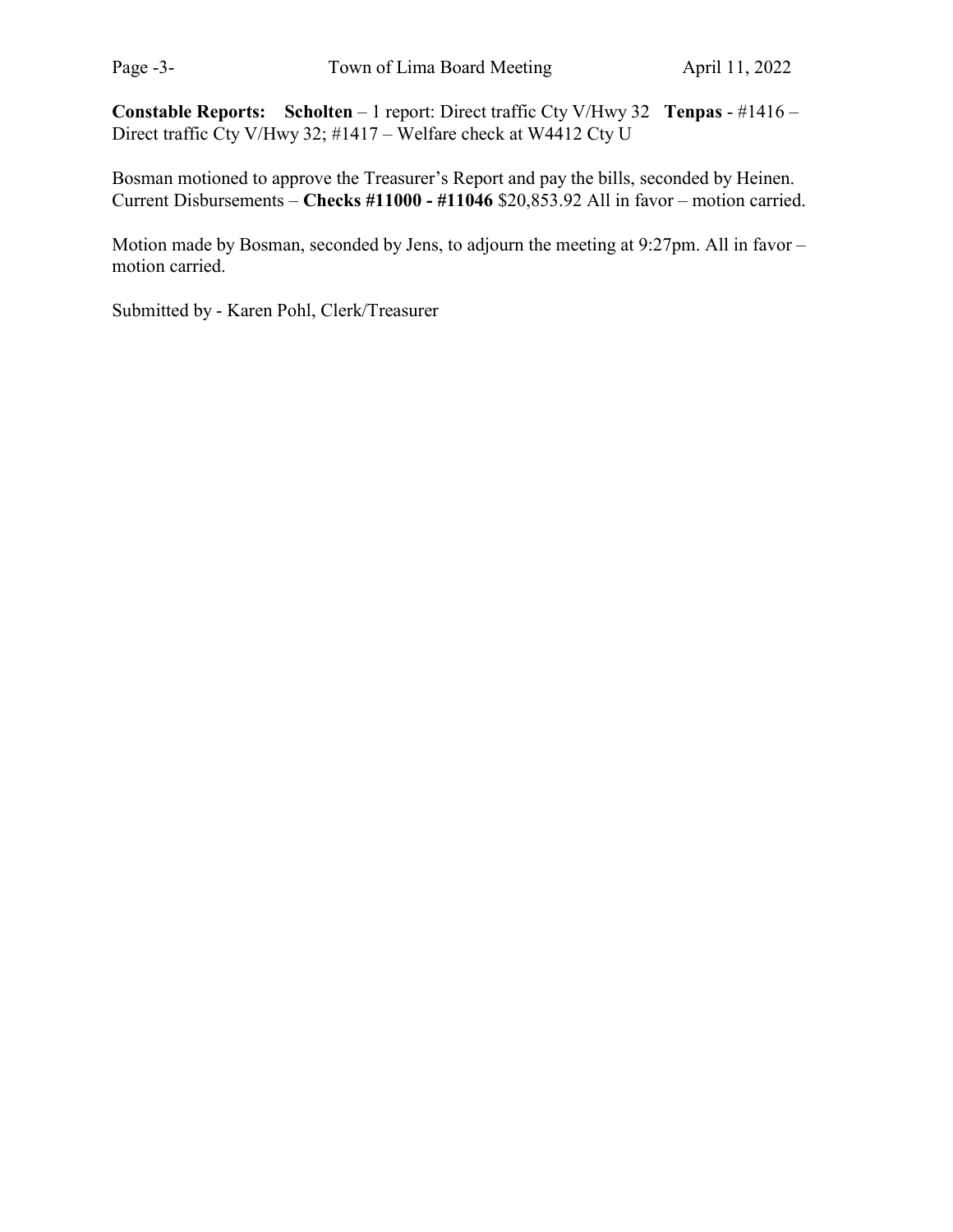**Constable Reports:** **Scholten** – 1 report: Direct traffic Cty V/Hwy 32 **Tenpas** - #1416 – Direct traffic Cty V/Hwy 32; #1417 – Welfare check at W4412 Cty U

Bosman motioned to approve the Treasurer's Report and pay the bills, seconded by Heinen. Current Disbursements – **Checks #11000 - #11046** $20,853.92 All in favor – motion carried.

Motion made by Bosman, seconded by Jens, to adjourn the meeting at 9:27pm. All in favor – motion carried.

Submitted by - Karen Pohl, Clerk/Treasurer